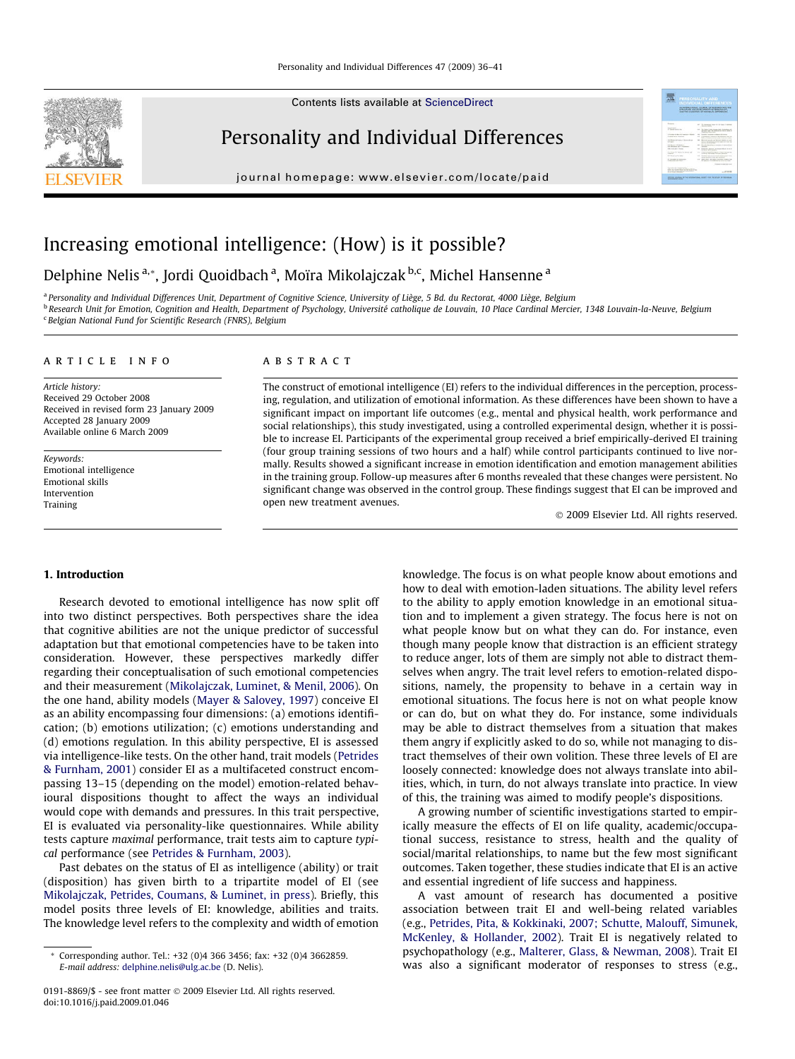Contents lists available at ScienceDirect

# Personality and Individual Differences

journal homepage: www.elsevier.com/locate/paid

# Increasing emotional intelligence: (How) is it possible?

Delphine Nelis [a,*], Jordi Quoidbach [a], Moïra Mikolajczak [b,c], Michel Hansenne [a]

[a] Personality and Individual Differences Unit, Department of Cognitive Science, University of Liège, 5 Bd. du Rectorat, 4000 Liège, Belgium
[b] Research Unit for Emotion, Cognition and Health, Department of Psychology, Université catholique de Louvain, 10 Place Cardinal Mercier, 1348 Louvain-la-Neuve, Belgium
[c] Belgian National Fund for Scientific Research (FNRS), Belgium

**ARTICLE INFO**

*Article history:*
Received 29 October 2008
Received in revised form 23 January 2009
Accepted 28 January 2009
Available online 6 March 2009

*Keywords:*
Emotional intelligence
Emotional skills
Intervention
Training

**ABSTRACT**

The construct of emotional intelligence (EI) refers to the individual differences in the perception, processing, regulation, and utilization of emotional information. As these differences have been shown to have a significant impact on important life outcomes (e.g., mental and physical health, work performance and social relationships), this study investigated, using a controlled experimental design, whether it is possible to increase EI. Participants of the experimental group received a brief empirically-derived EI training (four group training sessions of two hours and a half) while control participants continued to live normally. Results showed a significant increase in emotion identification and emotion management abilities in the training group. Follow-up measures after 6 months revealed that these changes were persistent. No significant change was observed in the control group. These findings suggest that EI can be improved and open new treatment avenues.

© 2009 Elsevier Ltd. All rights reserved.

## 1. Introduction

Research devoted to emotional intelligence has now split off into two distinct perspectives. Both perspectives share the idea that cognitive abilities are not the unique predictor of successful adaptation but that emotional competencies have to be taken into consideration. However, these perspectives markedly differ regarding their conceptualisation of such emotional competencies and their measurement (Mikolajczak, Luminet, & Menil, 2006). On the one hand, ability models (Mayer & Salovey, 1997) conceive EI as an ability encompassing four dimensions: (a) emotions identification; (b) emotions utilization; (c) emotions understanding and (d) emotions regulation. In this ability perspective, EI is assessed via intelligence-like tests. On the other hand, trait models (Petrides & Furnham, 2001) consider EI as a multifaceted construct encompassing 13–15 (depending on the model) emotion-related behavioural dispositions thought to affect the ways an individual would cope with demands and pressures. In this trait perspective, EI is evaluated via personality-like questionnaires. While ability tests capture *maximal* performance, trait tests aim to capture *typical* performance (see Petrides & Furnham, 2003).

Past debates on the status of EI as intelligence (ability) or trait (disposition) has given birth to a tripartite model of EI (see Mikolajczak, Petrides, Coumans, & Luminet, in press). Briefly, this model posits three levels of EI: knowledge, abilities and traits. The knowledge level refers to the complexity and width of emotion knowledge. The focus is on what people know about emotions and how to deal with emotion-laden situations. The ability level refers to the ability to apply emotion knowledge in an emotional situation and to implement a given strategy. The focus here is not on what people know but on what they can do. For instance, even though many people know that distraction is an efficient strategy to reduce anger, lots of them are simply not able to distract themselves when angry. The trait level refers to emotion-related dispositions, namely, the propensity to behave in a certain way in emotional situations. The focus here is not on what people know or can do, but on what they do. For instance, some individuals may be able to distract themselves from a situation that makes them angry if explicitly asked to do so, while not managing to distract themselves of their own volition. These three levels of EI are loosely connected: knowledge does not always translate into abilities, which, in turn, do not always translate into practice. In view of this, the training was aimed to modify people's dispositions.

A growing number of scientific investigations started to empirically measure the effects of EI on life quality, academic/occupational success, resistance to stress, health and the quality of social/marital relationships, to name but the few most significant outcomes. Taken together, these studies indicate that EI is an active and essential ingredient of life success and happiness.

A vast amount of research has documented a positive association between trait EI and well-being related variables (e.g., Petrides, Pita, & Kokkinaki, 2007; Schutte, Malouff, Simunek, McKenley, & Hollander, 2002). Trait EI is negatively related to psychopathology (e.g., Malterer, Glass, & Newman, 2008). Trait EI was also a significant moderator of responses to stress (e.g.,

* Corresponding author. Tel.: +32 (0)4 366 3456; fax: +32 (0)4 3662859.
*E-mail address:* delphine.nelis@ulg.ac.be (D. Nelis).

0191-8869/$ - see front matter © 2009 Elsevier Ltd. All rights reserved.
doi:10.1016/j.paid.2009.01.046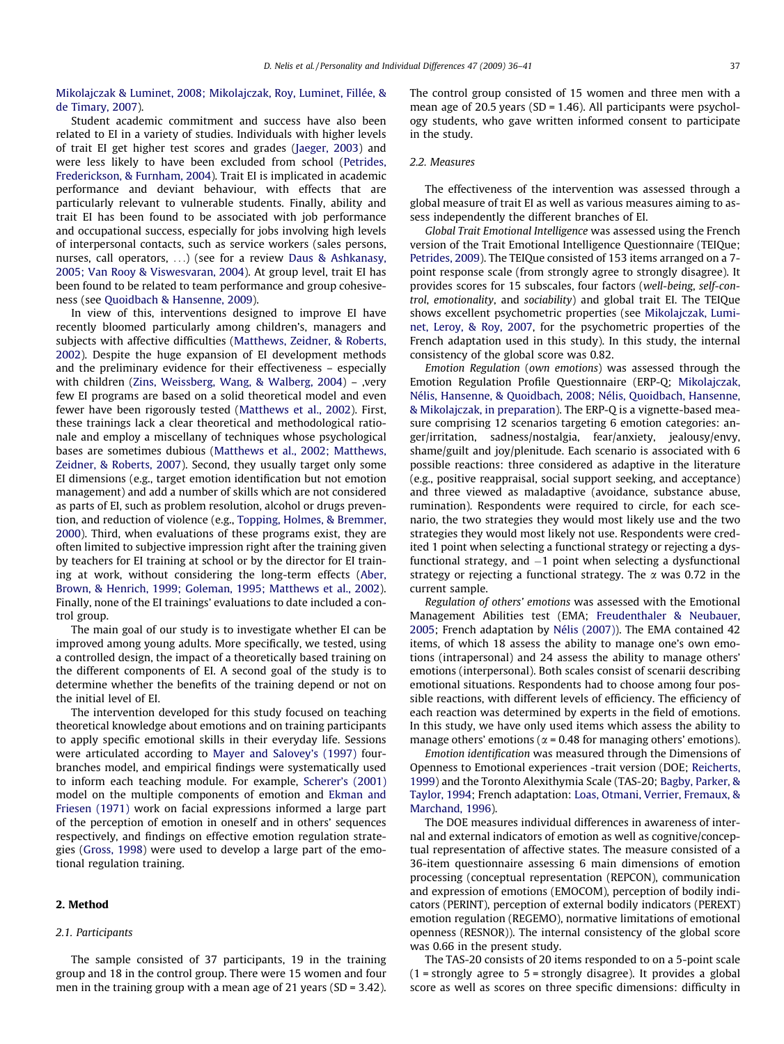Mikolajczak & Luminet, 2008; Mikolajczak, Roy, Luminet, Fillée, & de Timary, 2007).

Student academic commitment and success have also been related to EI in a variety of studies. Individuals with higher levels of trait EI get higher test scores and grades (Jaeger, 2003) and were less likely to have been excluded from school (Petrides, Frederickson, & Furnham, 2004). Trait EI is implicated in academic performance and deviant behaviour, with effects that are particularly relevant to vulnerable students. Finally, ability and trait EI has been found to be associated with job performance and occupational success, especially for jobs involving high levels of interpersonal contacts, such as service workers (sales persons, nurses, call operators, ...) (see for a review Daus & Ashkanasy, 2005; Van Rooy & Viswesvaran, 2004). At group level, trait EI has been found to be related to team performance and group cohesiveness (see Quoidbach & Hansenne, 2009).

In view of this, interventions designed to improve EI have recently bloomed particularly among children's, managers and subjects with affective difficulties (Matthews, Zeidner, & Roberts, 2002). Despite the huge expansion of EI development methods and the preliminary evidence for their effectiveness – especially with children (Zins, Weissberg, Wang, & Walberg, 2004) – ,very few EI programs are based on a solid theoretical model and even fewer have been rigorously tested (Matthews et al., 2002). First, these trainings lack a clear theoretical and methodological rationale and employ a miscellany of techniques whose psychological bases are sometimes dubious (Matthews et al., 2002; Matthews, Zeidner, & Roberts, 2007). Second, they usually target only some EI dimensions (e.g., target emotion identification but not emotion management) and add a number of skills which are not considered as parts of EI, such as problem resolution, alcohol or drugs prevention, and reduction of violence (e.g., Topping, Holmes, & Bremmer, 2000). Third, when evaluations of these programs exist, they are often limited to subjective impression right after the training given by teachers for EI training at school or by the director for EI training at work, without considering the long-term effects (Aber, Brown, & Henrich, 1999; Goleman, 1995; Matthews et al., 2002). Finally, none of the EI trainings' evaluations to date included a control group.

The main goal of our study is to investigate whether EI can be improved among young adults. More specifically, we tested, using a controlled design, the impact of a theoretically based training on the different components of EI. A second goal of the study is to determine whether the benefits of the training depend or not on the initial level of EI.

The intervention developed for this study focused on teaching theoretical knowledge about emotions and on training participants to apply specific emotional skills in their everyday life. Sessions were articulated according to Mayer and Salovey's (1997) four-branches model, and empirical findings were systematically used to inform each teaching module. For example, Scherer's (2001) model on the multiple components of emotion and Ekman and Friesen (1971) work on facial expressions informed a large part of the perception of emotion in oneself and in others' sequences respectively, and findings on effective emotion regulation strategies (Gross, 1998) were used to develop a large part of the emotional regulation training.

## 2. Method

### 2.1. Participants

The sample consisted of 37 participants, 19 in the training group and 18 in the control group. There were 15 women and four men in the training group with a mean age of 21 years (SD = 3.42). The control group consisted of 15 women and three men with a mean age of 20.5 years (SD = 1.46). All participants were psychology students, who gave written informed consent to participate in the study.

### 2.2. Measures

The effectiveness of the intervention was assessed through a global measure of trait EI as well as various measures aiming to assess independently the different branches of EI.

*Global Trait Emotional Intelligence* was assessed using the French version of the Trait Emotional Intelligence Questionnaire (TEIQue; Petrides, 2009). The TEIQue consisted of 153 items arranged on a 7-point response scale (from strongly agree to strongly disagree). It provides scores for 15 subscales, four factors (*well-being*, *self-control*, *emotionality*, and *sociability*) and global trait EI. The TEIQue shows excellent psychometric properties (see Mikolajczak, Luminet, Leroy, & Roy, 2007, for the psychometric properties of the French adaptation used in this study). In this study, the internal consistency of the global score was 0.82.

*Emotion Regulation* (*own emotions*) was assessed through the Emotion Regulation Profile Questionnaire (ERP-Q; Mikolajczak, Nélis, Hansenne, & Quoidbach, 2008; Nélis, Quoidbach, Hansenne, & Mikolajczak, in preparation). The ERP-Q is a vignette-based measure comprising 12 scenarios targeting 6 emotion categories: anger/irritation, sadness/nostalgia, fear/anxiety, jealousy/envy, shame/guilt and joy/plenitude. Each scenario is associated with 6 possible reactions: three considered as adaptive in the literature (e.g., positive reappraisal, social support seeking, and acceptance) and three viewed as maladaptive (avoidance, substance abuse, rumination). Respondents were required to circle, for each scenario, the two strategies they would most likely use and the two strategies they would most likely not use. Respondents were credited 1 point when selecting a functional strategy or rejecting a dysfunctional strategy, and $-1$ point when selecting a dysfunctional strategy or rejecting a functional strategy. The $\alpha$ was 0.72 in the current sample.

*Regulation of others' emotions* was assessed with the Emotional Management Abilities test (EMA; Freudenthaler & Neubauer, 2005; French adaptation by Nélis (2007)). The EMA contained 42 items, of which 18 assess the ability to manage one's own emotions (intrapersonal) and 24 assess the ability to manage others' emotions (interpersonal). Both scales consist of scenarii describing emotional situations. Respondents had to choose among four possible reactions, with different levels of efficiency. The efficiency of each reaction was determined by experts in the field of emotions. In this study, we have only used items which assess the ability to manage others' emotions ($\alpha$ = 0.48 for managing others' emotions).

*Emotion identification* was measured through the Dimensions of Openness to Emotional experiences -trait version (DOE; Reicherts, 1999) and the Toronto Alexithymia Scale (TAS-20; Bagby, Parker, & Taylor, 1994; French adaptation: Loas, Otmani, Verrier, Fremaux, & Marchand, 1996).

The DOE measures individual differences in awareness of internal and external indicators of emotion as well as cognitive/conceptual representation of affective states. The measure consisted of a 36-item questionnaire assessing 6 main dimensions of emotion processing (conceptual representation (REPCON), communication and expression of emotions (EMOCOM), perception of bodily indicators (PERINT), perception of external bodily indicators (PEREXT) emotion regulation (REGEMO), normative limitations of emotional openness (RESNOR)). The internal consistency of the global score was 0.66 in the present study.

The TAS-20 consists of 20 items responded to on a 5-point scale (1 = strongly agree to 5 = strongly disagree). It provides a global score as well as scores on three specific dimensions: difficulty in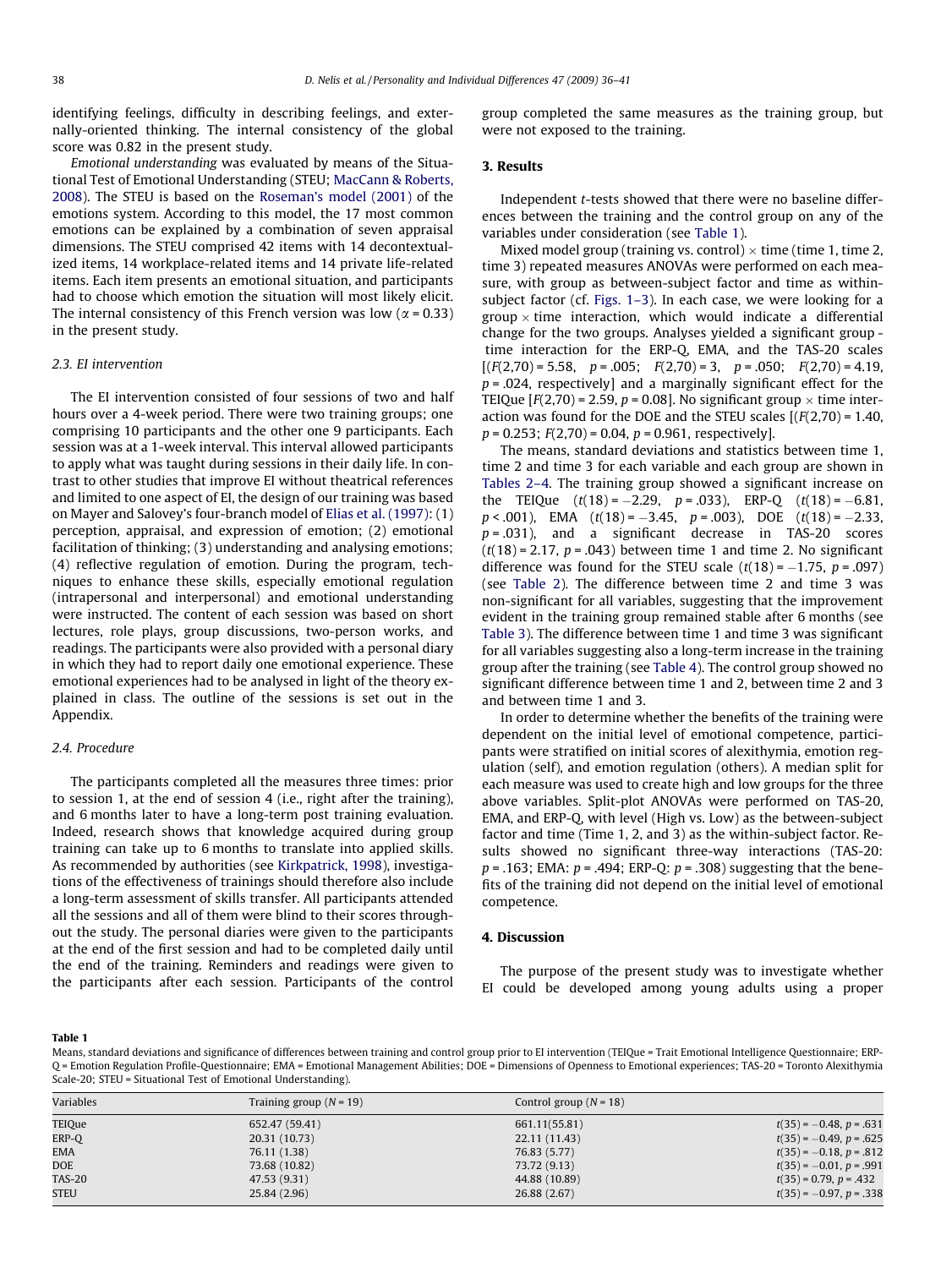identifying feelings, difficulty in describing feelings, and externally-oriented thinking. The internal consistency of the global score was 0.82 in the present study.

*Emotional understanding* was evaluated by means of the Situational Test of Emotional Understanding (STEU; MacCann & Roberts, 2008). The STEU is based on the Roseman's model (2001) of the emotions system. According to this model, the 17 most common emotions can be explained by a combination of seven appraisal dimensions. The STEU comprised 42 items with 14 decontextualized items, 14 workplace-related items and 14 private life-related items. Each item presents an emotional situation, and participants had to choose which emotion the situation will most likely elicit. The internal consistency of this French version was low ($\alpha = 0.33$) in the present study.

### 2.3. EI intervention

The EI intervention consisted of four sessions of two and half hours over a 4-week period. There were two training groups; one comprising 10 participants and the other one 9 participants. Each session was at a 1-week interval. This interval allowed participants to apply what was taught during sessions in their daily life. In contrast to other studies that improve EI without theatrical references and limited to one aspect of EI, the design of our training was based on Mayer and Salovey's four-branch model of Elias et al. (1997): (1) perception, appraisal, and expression of emotion; (2) emotional facilitation of thinking; (3) understanding and analysing emotions; (4) reflective regulation of emotion. During the program, techniques to enhance these skills, especially emotional regulation (intrapersonal and interpersonal) and emotional understanding were instructed. The content of each session was based on short lectures, role plays, group discussions, two-person works, and readings. The participants were also provided with a personal diary in which they had to report daily one emotional experience. These emotional experiences had to be analysed in light of the theory explained in class. The outline of the sessions is set out in the Appendix.

### 2.4. Procedure

The participants completed all the measures three times: prior to session 1, at the end of session 4 (i.e., right after the training), and 6 months later to have a long-term post training evaluation. Indeed, research shows that knowledge acquired during group training can take up to 6 months to translate into applied skills. As recommended by authorities (see Kirkpatrick, 1998), investigations of the effectiveness of trainings should therefore also include a long-term assessment of skills transfer. All participants attended all the sessions and all of them were blind to their scores throughout the study. The personal diaries were given to the participants at the end of the first session and had to be completed daily until the end of the training. Reminders and readings were given to the participants after each session. Participants of the control group completed the same measures as the training group, but were not exposed to the training.

## 3. Results

Independent *t*-tests showed that there were no baseline differences between the training and the control group on any of the variables under consideration (see Table 1).

Mixed model group (training vs. control) × time (time 1, time 2, time 3) repeated measures ANOVAs were performed on each measure, with group as between-subject factor and time as within-subject factor (cf. Figs. 1–3). In each case, we were looking for a group × time interaction, which would indicate a differential change for the two groups. Analyses yielded a significant group - time interaction for the ERP-Q, EMA, and the TAS-20 scales [($F(2,70) = 5.58$, $p = .005$; $F(2,70) = 3$, $p = .050$; $F(2,70) = 4.19$, $p = .024$, respectively] and a marginally significant effect for the TEIQue [$F(2,70) = 2.59$, $p = 0.08$]. No significant group × time interaction was found for the DOE and the STEU scales [($F(2,70) = 1.40$, $p = 0.253$; $F(2,70) = 0.04$, $p = 0.961$, respectively].

The means, standard deviations and statistics between time 1, time 2 and time 3 for each variable and each group are shown in Tables 2–4. The training group showed a significant increase on the TEIQue ($t(18) = -2.29$, $p = .033$), ERP-Q ($t(18) = -6.81$, $p < .001$), EMA ($t(18) = -3.45$, $p = .003$), DOE ($t(18) = -2.33$, $p = .031$), and a significant decrease in TAS-20 scores ($t(18) = 2.17$, $p = .043$) between time 1 and time 2. No significant difference was found for the STEU scale ($t(18) = -1.75$, $p = .097$) (see Table 2). The difference between time 2 and time 3 was non-significant for all variables, suggesting that the improvement evident in the training group remained stable after 6 months (see Table 3). The difference between time 1 and time 3 was significant for all variables suggesting also a long-term increase in the training group after the training (see Table 4). The control group showed no significant difference between time 1 and 2, between time 2 and 3 and between time 1 and 3.

In order to determine whether the benefits of the training were dependent on the initial level of emotional competence, participants were stratified on initial scores of alexithymia, emotion regulation (self), and emotion regulation (others). A median split for each measure was used to create high and low groups for the three above variables. Split-plot ANOVAs were performed on TAS-20, EMA, and ERP-Q, with level (High vs. Low) as the between-subject factor and time (Time 1, 2, and 3) as the within-subject factor. Results showed no significant three-way interactions (TAS-20: $p = .163$; EMA: $p = .494$; ERP-Q: $p = .308$) suggesting that the benefits of the training did not depend on the initial level of emotional competence.

## 4. Discussion

The purpose of the present study was to investigate whether EI could be developed among young adults using a proper

**Table 1**
Means, standard deviations and significance of differences between training and control group prior to EI intervention (TEIQue = Trait Emotional Intelligence Questionnaire; ERP-Q = Emotion Regulation Profile-Questionnaire; EMA = Emotional Management Abilities; DOE = Dimensions of Openness to Emotional experiences; TAS-20 = Toronto Alexithymia Scale-20; STEU = Situational Test of Emotional Understanding).

| Variables | Training group ($N = 19$) | Control group ($N = 18$) | |
|---|---|---|---|
| TEIQue | 652.47 (59.41) | 661.11(55.81) | $t(35) = -0.48$, $p = .631$ |
| ERP-Q | 20.31 (10.73) | 22.11 (11.43) | $t(35) = -0.49$, $p = .625$ |
| EMA | 76.11 (1.38) | 76.83 (5.77) | $t(35) = -0.18$, $p = .812$ |
| DOE | 73.68 (10.82) | 73.72 (9.13) | $t(35) = -0.01$, $p = .991$ |
| TAS-20 | 47.53 (9.31) | 44.88 (10.89) | $t(35) = 0.79$, $p = .432$ |
| STEU | 25.84 (2.96) | 26.88 (2.67) | $t(35) = -0.97$, $p = .338$ |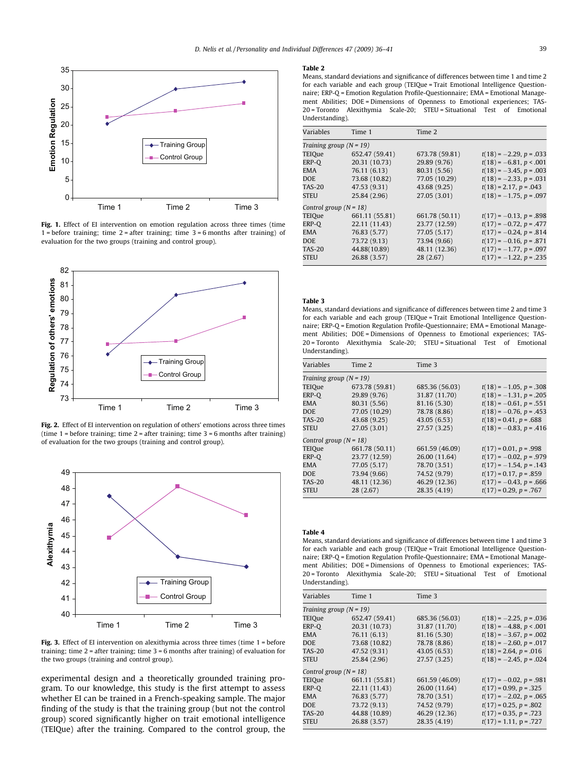Fig. 1. Effect of EI intervention on emotion regulation across three times (time 1 = before training; time 2 = after training; time 3 = 6 months after training) of evaluation for the two groups (training and control group).

Fig. 2. Effect of EI intervention on regulation of others' emotions across three times (time 1 = before training; time 2 = after training; time 3 = 6 months after training) of evaluation for the two groups (training and control group).

Fig. 3. Effect of EI intervention on alexithymia across three times (time 1 = before training; time 2 = after training; time 3 = 6 months after training) of evaluation for the two groups (training and control group).

experimental design and a theoretically grounded training program. To our knowledge, this study is the first attempt to assess whether EI can be trained in a French-speaking sample. The major finding of the study is that the training group (but not the control group) scored significantly higher on trait emotional intelligence (TEIQue) after the training. Compared to the control group, the

**Table 2**

Means, standard deviations and significance of differences between time 1 and time 2 for each variable and each group (TEIQue = Trait Emotional Intelligence Questionnaire; ERP-Q = Emotion Regulation Profile-Questionnaire; EMA = Emotional Management Abilities; DOE = Dimensions of Openness to Emotional experiences; TAS-20 = Toronto Alexithymia Scale-20; STEU = Situational Test of Emotional Understanding).

| Variables | Time 1 | Time 2 | |
|---|---|---|---|
| *Training group (N = 19)* | | | |
| TEIQue | 652.47 (59.41) | 673.78 (59.81) | $t(18) = -2.29$, $p = .033$ |
| ERP-Q | 20.31 (10.73) | 29.89 (9.76) | $t(18) = -6.81$, $p < .001$ |
| EMA | 76.11 (6.13) | 80.31 (5.56) | $t(18) = -3.45$, $p = .003$ |
| DOE | 73.68 (10.82) | 77.05 (10.29) | $t(18) = -2.33$, $p = .031$ |
| TAS-20 | 47.53 (9.31) | 43.68 (9.25) | $t(18) = 2.17$, $p = .043$ |
| STEU | 25.84 (2.96) | 27.05 (3.01) | $t(18) = -1.75$, $p = .097$ |
| *Control group (N = 18)* | | | |
| TEIQue | 661.11 (55.81) | 661.78 (50.11) | $t(17) = -0.13$, $p = .898$ |
| ERP-Q | 22.11 (11.43) | 23.77 (12.59) | $t(17) = -0.72$, $p = .477$ |
| EMA | 76.83 (5.77) | 77.05 (5.17) | $t(17) = -0.24$, $p = .814$ |
| DOE | 73.72 (9.13) | 73.94 (9.66) | $t(17) = -0.16$, $p = .871$ |
| TAS-20 | 44.88(10.89) | 48.11 (12.36) | $t(17) = -1.77$, $p = .097$ |
| STEU | 26.88 (3.57) | 28 (2.67) | $t(17) = -1.22$, $p = .235$ |

**Table 3**

Means, standard deviations and significance of differences between time 2 and time 3 for each variable and each group (TEIQue = Trait Emotional Intelligence Questionnaire; ERP-Q = Emotion Regulation Profile-Questionnaire; EMA = Emotional Management Abilities; DOE = Dimensions of Openness to Emotional experiences; TAS-20 = Toronto Alexithymia Scale-20; STEU = Situational Test of Emotional Understanding).

| Variables | Time 2 | Time 3 | |
|---|---|---|---|
| *Training group (N = 19)* | | | |
| TEIQue | 673.78 (59.81) | 685.36 (56.03) | $t(18) = -1.05$, $p = .308$ |
| ERP-Q | 29.89 (9.76) | 31.87 (11.70) | $t(18) = -1.31$, $p = .205$ |
| EMA | 80.31 (5.56) | 81.16 (5.30) | $t(18) = -0.61$, $p = .551$ |
| DOE | 77.05 (10.29) | 78.78 (8.86) | $t(18) = -0.76$, $p = .453$ |
| TAS-20 | 43.68 (9.25) | 43.05 (6.53) | $t(18) = 0.41$, $p = .688$ |
| STEU | 27.05 (3.01) | 27.57 (3.25) | $t(18) = -0.83$, $p = .416$ |
| *Control group (N = 18)* | | | |
| TEIQue | 661.78 (50.11) | 661.59 (46.09) | $t(17) = 0.01$, $p = .998$ |
| ERP-Q | 23.77 (12.59) | 26.00 (11.64) | $t(17) = -0.02$, $p = .979$ |
| EMA | 77.05 (5.17) | 78.70 (3.51) | $t(17) = -1.54$, $p = .143$ |
| DOE | 73.94 (9.66) | 74.52 (9.79) | $t(17) = 0.17$, $p = .859$ |
| TAS-20 | 48.11 (12.36) | 46.29 (12.36) | $t(17) = -0.43$, $p = .666$ |
| STEU | 28 (2.67) | 28.35 (4.19) | $t(17) = 0.29$, $p = .767$ |

**Table 4**

Means, standard deviations and significance of differences between time 1 and time 3 for each variable and each group (TEIQue = Trait Emotional Intelligence Questionnaire; ERP-Q = Emotion Regulation Profile-Questionnaire; EMA = Emotional Management Abilities; DOE = Dimensions of Openness to Emotional experiences; TAS-20 = Toronto Alexithymia Scale-20; STEU = Situational Test of Emotional Understanding).

| Variables | Time 1 | Time 3 | |
|---|---|---|---|
| *Training group (N = 19)* | | | |
| TEIQue | 652.47 (59.41) | 685.36 (56.03) | $t(18) = -2.25$, $p = .036$ |
| ERP-Q | 20.31 (10.73) | 31.87 (11.70) | $t(18) = -4.88$, $p < .001$ |
| EMA | 76.11 (6.13) | 81.16 (5.30) | $t(18) = -3.67$, $p = .002$ |
| DOE | 73.68 (10.82) | 78.78 (8.86) | $t(18) = -2.60$, $p = .017$ |
| TAS-20 | 47.52 (9.31) | 43.05 (6.53) | $t(18) = 2.64$, $p = .016$ |
| STEU | 25.84 (2.96) | 27.57 (3.25) | $t(18) = -2.45$, $p = .024$ |
| *Control group (N = 18)* | | | |
| TEIQue | 661.11 (55.81) | 661.59 (46.09) | $t(17) = -0.02$, $p = .981$ |
| ERP-Q | 22.11 (11.43) | 26.00 (11.64) | $t(17) = 0.99$, $p = .325$ |
| EMA | 76.83 (5.77) | 78.70 (3.51) | $t(17) = -2.02$, $p = .065$ |
| DOE | 73.72 (9.13) | 74.52 (9.79) | $t(17) = 0.25$, $p = .802$ |
| TAS-20 | 44.88 (10.89) | 46.29 (12.36) | $t(17) = 0.35$, $p = .723$ |
| STEU | 26.88 (3.57) | 28.35 (4.19) | $t(17) = 1.11$, $p = .727$ |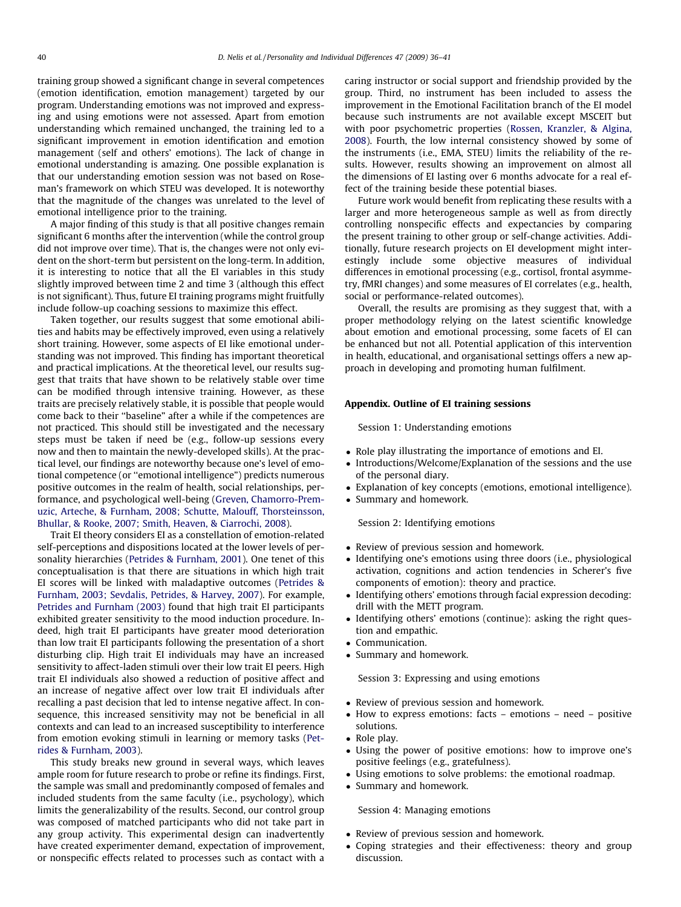training group showed a significant change in several competences (emotion identification, emotion management) targeted by our program. Understanding emotions was not improved and expressing and using emotions were not assessed. Apart from emotion understanding which remained unchanged, the training led to a significant improvement in emotion identification and emotion management (self and others' emotions). The lack of change in emotional understanding is amazing. One possible explanation is that our understanding emotion session was not based on Roseman's framework on which STEU was developed. It is noteworthy that the magnitude of the changes was unrelated to the level of emotional intelligence prior to the training.

A major finding of this study is that all positive changes remain significant 6 months after the intervention (while the control group did not improve over time). That is, the changes were not only evident on the short-term but persistent on the long-term. In addition, it is interesting to notice that all the EI variables in this study slightly improved between time 2 and time 3 (although this effect is not significant). Thus, future EI training programs might fruitfully include follow-up coaching sessions to maximize this effect.

Taken together, our results suggest that some emotional abilities and habits may be effectively improved, even using a relatively short training. However, some aspects of EI like emotional understanding was not improved. This finding has important theoretical and practical implications. At the theoretical level, our results suggest that traits that have shown to be relatively stable over time can be modified through intensive training. However, as these traits are precisely relatively stable, it is possible that people would come back to their "baseline" after a while if the competences are not practiced. This should still be investigated and the necessary steps must be taken if need be (e.g., follow-up sessions every now and then to maintain the newly-developed skills). At the practical level, our findings are noteworthy because one's level of emotional competence (or "emotional intelligence") predicts numerous positive outcomes in the realm of health, social relationships, performance, and psychological well-being (Greven, Chamorro-Premuzic, Arteche, & Furnham, 2008; Schutte, Malouff, Thorsteinsson, Bhullar, & Rooke, 2007; Smith, Heaven, & Ciarrochi, 2008).

Trait EI theory considers EI as a constellation of emotion-related self-perceptions and dispositions located at the lower levels of personality hierarchies (Petrides & Furnham, 2001). One tenet of this conceptualisation is that there are situations in which high trait EI scores will be linked with maladaptive outcomes (Petrides & Furnham, 2003; Sevdalis, Petrides, & Harvey, 2007). For example, Petrides and Furnham (2003) found that high trait EI participants exhibited greater sensitivity to the mood induction procedure. Indeed, high trait EI participants have greater mood deterioration than low trait EI participants following the presentation of a short disturbing clip. High trait EI individuals may have an increased sensitivity to affect-laden stimuli over their low trait EI peers. High trait EI individuals also showed a reduction of positive affect and an increase of negative affect over low trait EI individuals after recalling a past decision that led to intense negative affect. In consequence, this increased sensitivity may not be beneficial in all contexts and can lead to an increased susceptibility to interference from emotion evoking stimuli in learning or memory tasks (Petrides & Furnham, 2003).

This study breaks new ground in several ways, which leaves ample room for future research to probe or refine its findings. First, the sample was small and predominantly composed of females and included students from the same faculty (i.e., psychology), which limits the generalizability of the results. Second, our control group was composed of matched participants who did not take part in any group activity. This experimental design can inadvertently have created experimenter demand, expectation of improvement, or nonspecific effects related to processes such as contact with a caring instructor or social support and friendship provided by the group. Third, no instrument has been included to assess the improvement in the Emotional Facilitation branch of the EI model because such instruments are not available except MSCEIT but with poor psychometric properties (Rossen, Kranzler, & Algina, 2008). Fourth, the low internal consistency showed by some of the instruments (i.e., EMA, STEU) limits the reliability of the results. However, results showing an improvement on almost all the dimensions of EI lasting over 6 months advocate for a real effect of the training beside these potential biases.

Future work would benefit from replicating these results with a larger and more heterogeneous sample as well as from directly controlling nonspecific effects and expectancies by comparing the present training to other group or self-change activities. Additionally, future research projects on EI development might interestingly include some objective measures of individual differences in emotional processing (e.g., cortisol, frontal asymmetry, fMRI changes) and some measures of EI correlates (e.g., health, social or performance-related outcomes).

Overall, the results are promising as they suggest that, with a proper methodology relying on the latest scientific knowledge about emotion and emotional processing, some facets of EI can be enhanced but not all. Potential application of this intervention in health, educational, and organisational settings offers a new approach in developing and promoting human fulfilment.

## Appendix. Outline of EI training sessions

Session 1: Understanding emotions

- Role play illustrating the importance of emotions and EI.
- Introductions/Welcome/Explanation of the sessions and the use of the personal diary.
- Explanation of key concepts (emotions, emotional intelligence).
- Summary and homework.

Session 2: Identifying emotions

- Review of previous session and homework.
- Identifying one's emotions using three doors (i.e., physiological activation, cognitions and action tendencies in Scherer's five components of emotion): theory and practice.
- Identifying others' emotions through facial expression decoding: drill with the METT program.
- Identifying others' emotions (continue): asking the right question and empathic.
- Communication.
- Summary and homework.

Session 3: Expressing and using emotions

- Review of previous session and homework.
- How to express emotions: facts – emotions – need – positive solutions.
- Role play.
- Using the power of positive emotions: how to improve one's positive feelings (e.g., gratefulness).
- Using emotions to solve problems: the emotional roadmap.
- Summary and homework.

Session 4: Managing emotions

- Review of previous session and homework.
- Coping strategies and their effectiveness: theory and group discussion.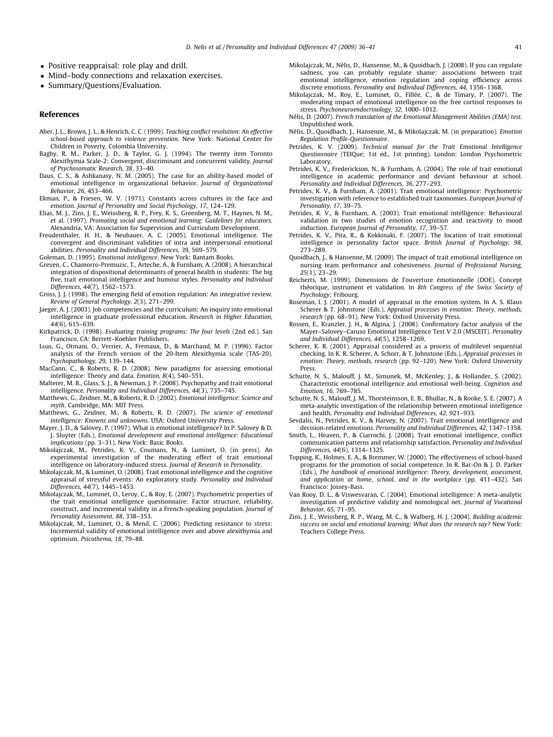- Positive reappraisal: role play and drill.
- Mind–body connections and relaxation exercises.
- Summary/Questions/Evaluation.

## References

Aber, J. L., Brown, J. L., & Henrich, C. C. (1999). *Teaching conflict resolution: An effective school-based approach to violence prevention*. New York: National Center for Children in Poverty, Colombia University.

Bagby, R. M., Parker, J. D., & Taylor, G. J. (1994). The twenty item Toronto Alexithymia Scale-2: Convergent, discriminant and concurrent validity. *Journal of Psychosomatic Research, 38*, 33–40.

Daus, C. S., & Ashkanasy, N. M. (2005). The case for an ability-based model of emotional intelligence in organizational behavior. *Journal of Organizational Behavior, 26*, 453–466.

Ekman, P., & Friesen, W. V. (1971). Constants across cultures in the face and emotion. *Journal of Personality and Social Psychology, 17*, 124–129.

Elias, M. J., Zins, J. E., Weissberg, R. P., Frey, K. S., Greenberg, M. T., Haynes, N. M., et al. (1997). *Promoting social and emotional learning: Guidelines for educators*. Alexandria, VA: Association for Supervision and Curriculum Development.

Freudenthaler, H. H., & Neubauer, A. C. (2005). Emotional intelligence. The convergent and discriminant validities of intra and interpersonal emotional abilities. *Personality and Individual Differences, 39*, 569–579.

Goleman, D. (1995). *Emotional intelligence*. New York: Bantam Books.

Greven, C., Chamorro-Premuzic, T., Arteche, A., & Furnham, A. (2008). A hierarchical integration of dispositional determinants of general health in students: The big five, trait emotional intelligence and humour styles. *Personality and Individual Differences, 44*(7), 1562–1573.

Gross, J. J. (1998). The emerging field of emotion regulation: An integrative review. *Review of General Psychology, 2*(3), 271–299.

Jaeger, A. J. (2003). Job competencies and the curriculum: An inquiry into emotional intelligence in graduate professional education. *Research in Higher Education, 44*(6), 615–639.

Kirkpatrick, D. (1998). *Evaluating training programs: The four levels* (2nd ed.). San Francisco, CA: Berrett–Koehler Publishers.

Loas, G., Otmani, O., Verrier, A., Fremaux, D., & Marchand, M. P. (1996). Factor analysis of the French version of the 20-Item Alexithymia scale (TAS-20). *Psychopathology, 29*, 139–144.

MacCann, C., & Roberts, R. D. (2008). New paradigms for assessing emotional intelligence: Theory and data. *Emotion, 8*(4), 540–551.

Malterer, M. B., Glass, S. J., & Newman, J. P. (2008). Psychopathy and trait emotional intelligence. *Personality and Individual Differences, 44*(3), 735–745.

Matthews, G., Zeidner, M., & Roberts, R. D. (2002). *Emotional intelligence: Science and myth*. Cambridge, MA: MIT Press.

Matthews, G., Zeidner, M., & Roberts, R. D. (2007). *The science of emotional intelligence: Knowns and unknowns*. USA: Oxford University Press.

Mayer, J. D., & Salovey, P. (1997). What is emotional intelligence? In P. Salovey & D. J. Sluyter (Eds.), *Emotional development and emotional intelligence: Educational implications* (pp. 3–31). New York: Basic Books.

Mikolajczak, M., Petrides, K. V., Coumans, N., & Luminet, O. (in press). An experimental investigation of the moderating effect of trait emotional intelligence on laboratory-induced stress. *Journal of Research in Personality*.

Mikolajczak, M., & Luminet, O. (2008). Trait emotional intelligence and the cognitive appraisal of stressful events: An exploratory study. *Personality and Individual Differences, 44*(7), 1445–1453.

Mikolajczak, M., Luminet, O., Leroy, C., & Roy, E. (2007). Psychometric properties of the trait emotional intelligence questionnaire: Factor structure, reliability, construct, and incremental validity in a French-speaking population. *Journal of Personality Assessment, 88*, 338–353.

Mikolajczak, M., Luminet, O., & Menil, C. (2006). Predicting resistance to stress: Incremental validity of emotional intelligence over and above alexithymia and optimism. *Psicothema, 18*, 79–88.

Mikolajczak, M., Nélis, D., Hansenne, M., & Quoidbach, J. (2008). If you can regulate sadness, you can probably regulate shame: associations between trait emotional intelligence, emotion regulation and coping efficiency across discrete emotions. *Personality and Individual Differences, 44*, 1356–1368.

Mikolajczak, M., Roy, E., Luminet, O., Fillée, C., & de Timary, P. (2007). The moderating impact of emotional intelligence on the free cortisol responses to stress. *Psychoneuroendocrinology, 32*, 1000–1012.

Nélis, D. (2007). *French translation of the Emotional Management Abilities (EMA) test*. Unpublished work.

Nélis, D., Quoidbach, J., Hansenne, M., & Mikolajczak, M. (in preparation). *Emotion Regulation Profile-Questionnaire*.

Petrides, K. V. (2009). *Technical manual for the Trait Emotional Intelligence Questionnaire* (TEIQue; 1st ed., 1st printing). London: London Psychometric Laboratory.

Petrides, K. V., Frederickson, N., & Furnham, A. (2004). The role of trait emotional intelligence in academic performance and deviant behaviour at school. *Personality and Individual Differences, 36*, 277–293.

Petrides, K. V., & Furnham, A. (2001). Trait emotional intelligence: Psychometric investigation with reference to established trait taxonomies. *European Journal of Personality, 17*, 39–75.

Petrides, K. V., & Furnham, A. (2003). Trait emotional intelligence: Behavioural validation in two studies of emotion recognition and reactivity to mood induction. *European Journal of Personality, 17*, 39–57.

Petrides, K. V., Pita, R., & Kokkinaki, F. (2007). The location of trait emotional intelligence in personality factor space. *British Journal of Psychology, 98*, 273–289.

Quoidbach, J., & Hansenne, M. (2009). The impact of trait emotional intelligence on nursing team performance and cohesiveness. *Journal of Professional Nursing, 25*(1), 23–29.

Reicherts, M. (1999). Dimensions de l'ouverture émotionnelle (DOE). Concept théorique, instrument et validation. In *8th Congress of the Swiss Society of Psychology*; Fribourg.

Roseman, I. J. (2001). A model of appraisal in the emotion system. In A. S. Klaus Scherer & T. Johnstone (Eds.), *Appraisal processes in emotion: Theory, methods, research* (pp. 68–91). New York: Oxford University Press.

Rossen, E., Kranzler, J. H., & Algina, J. (2008). Confirmatory factor analysis of the Mayer–Salovey–Caruso Emotional Intelligence Test V 2.0 (MSCEIT). *Personality and Individual Differences, 44*(5), 1258–1269.

Scherer, K. R. (2001). Appraisal considered as a process of multilevel sequential checking. In K. R. Scherer, A. Schorr, & T. Johnstone (Eds.), *Appraisal processes in emotion: Theory, methods, research* (pp. 92–120). New York: Oxford University Press.

Schutte, N. S., Malouff, J. M., Simunek, M., McKenley, J., & Hollander, S. (2002). Characteristic emotional intelligence and emotional well-being. *Cognition and Emotion, 16*, 769–785.

Schutte, N. S., Malouff, J. M., Thorsteinsson, E. B., Bhullar, N., & Rooke, S. E. (2007). A meta-analytic investigation of the relationship between emotional intelligence and health. *Personality and Individual Differences, 42*, 921–933.

Sevdalis, N., Petrides, K. V., & Harvey, N. (2007). Trait emotional intelligence and decision-related emotions. *Personality and Individual Differences, 42*, 1347–1358.

Smith, L., Heaven, P., & Ciarrochi, J. (2008). Trait emotional intelligence, conflict communication patterns and relationship satisfaction. *Personality and Individual Differences, 44*(6), 1314–1325.

Topping, K., Holmes, E. A., & Bremmer, W. (2000). The effectiveness of school-based programs for the promotion of social competence. In R. Bar-On & J. D. Parker (Eds.), *The handbook of emotional intelligence: Theory, development, assessment, and application at home, school, and in the workplace* (pp. 411–432). San Francisco: Jossey-Bass.

Van Rooy, D. L., & Viswesvaran, C. (2004). Emotional intelligence: A meta-analytic investigation of predictive validity and nomological net. *Journal of Vocational Behavior, 65*, 71–95.

Zins, J. E., Weissberg, R. P., Wang, M. C., & Walberg, H. J. (2004). *Building academic success on social and emotional learning: What does the research say?* New York: Teachers College Press.